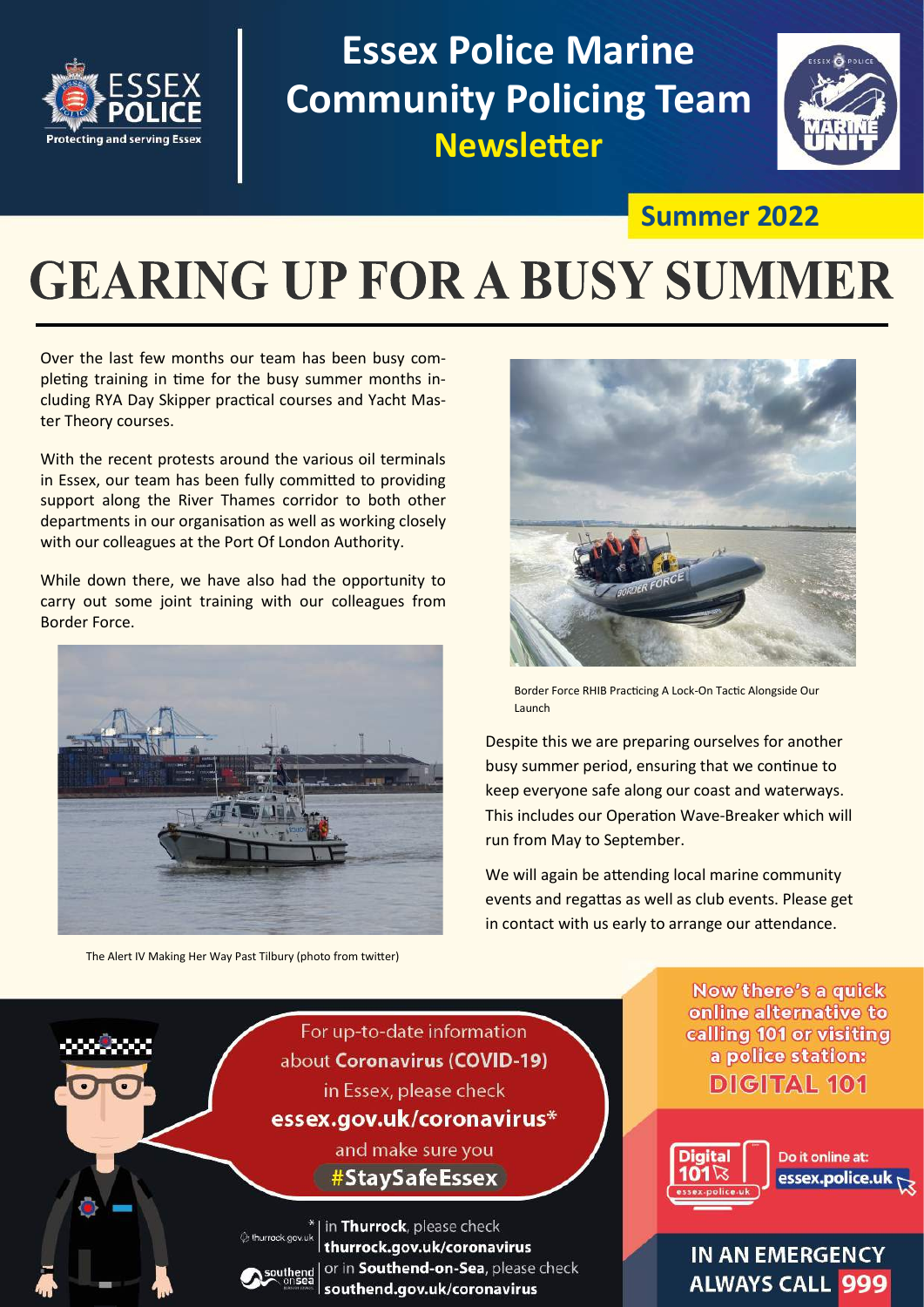# Essex Police Marine Community Policing Team Newsletter

**Summer 2022**

# GEARING UP FOR A BUSY SUMMER

Over the last few months our team has been busy completing training in time for the busy summer months including RYA Day Skipper practical courses and Yacht Master Theory courses.

With the recent protests around the various oil terminals in Essex, our team has been fully committed to providing support along the River Thames corridor to both other departments in our organisation as well as working closely with our colleagues at the Port Of London Authority.

While down there, we have also had the opportunity to carry out some joint training with our colleagues from Border Force.

The Alert IV Making Her Way Past Tilbury (photo from twitter)

Border Force RHIB Practicing A Lock-On Tactic Alongside Our Launch

Despite this we are preparing ourselves for another busy summer period, ensuring that we continue to keep everyone safe along our coast and waterways. This includes our Operation Wave-Breaker which will run from May to September.

We will again be attending local marine community events and regattas as well as club events. Please get in contact with us early to arrange our attendance.

For up-to-date information about **Coronavirus (COVID-19)** in Essex, please check **essex.gov.uk/coronavirus*** and make sure you **#StaySafeEssex**

* in **Thurrock**, please check **thurrock.gov.uk/coronavirus** or in **Southend-on-Sea**, please check **southend.gov.uk/coronavirus**

Now there's a quick online alternative to calling 101 or visiting a police station: **DIGITAL 101**

Do it online at: **essex.police.uk**

**IN AN EMERGENCY ALWAYS CALL 999**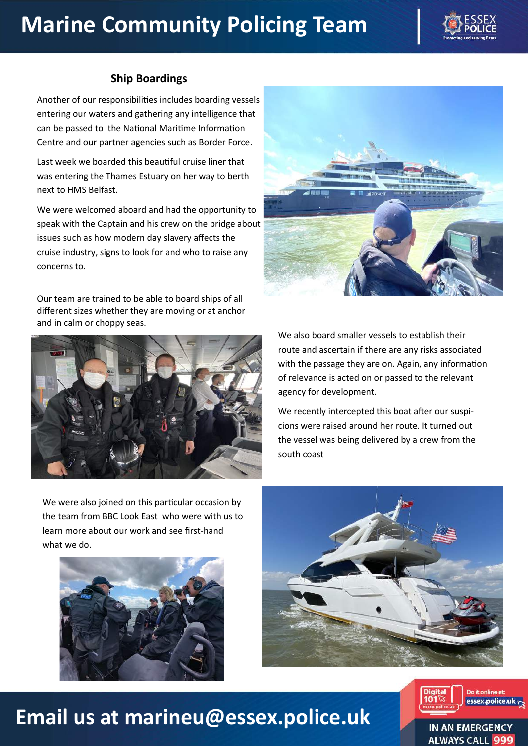# Marine Community Policing Team

### Ship Boardings

Another of our responsibilities includes boarding vessels entering our waters and gathering any intelligence that can be passed to the National Maritime Information Centre and our partner agencies such as Border Force.

Last week we boarded this beautiful cruise liner that was entering the Thames Estuary on her way to berth next to HMS Belfast.

We were welcomed aboard and had the opportunity to speak with the Captain and his crew on the bridge about issues such as how modern day slavery affects the cruise industry, signs to look for and who to raise any concerns to.

Our team are trained to be able to board ships of all different sizes whether they are moving or at anchor and in calm or choppy seas.

We also board smaller vessels to establish their route and ascertain if there are any risks associated with the passage they are on. Again, any information of relevance is acted on or passed to the relevant agency for development.

We recently intercepted this boat after our suspicions were raised around her route. It turned out the vessel was being delivered by a crew from the south coast

We were also joined on this particular occasion by the team from BBC Look East who were with us to learn more about our work and see first-hand what we do.

## Email us at marineu@essex.police.uk

Digital 101 — Do it online at: essex.police.uk

IN AN EMERGENCY ALWAYS CALL 999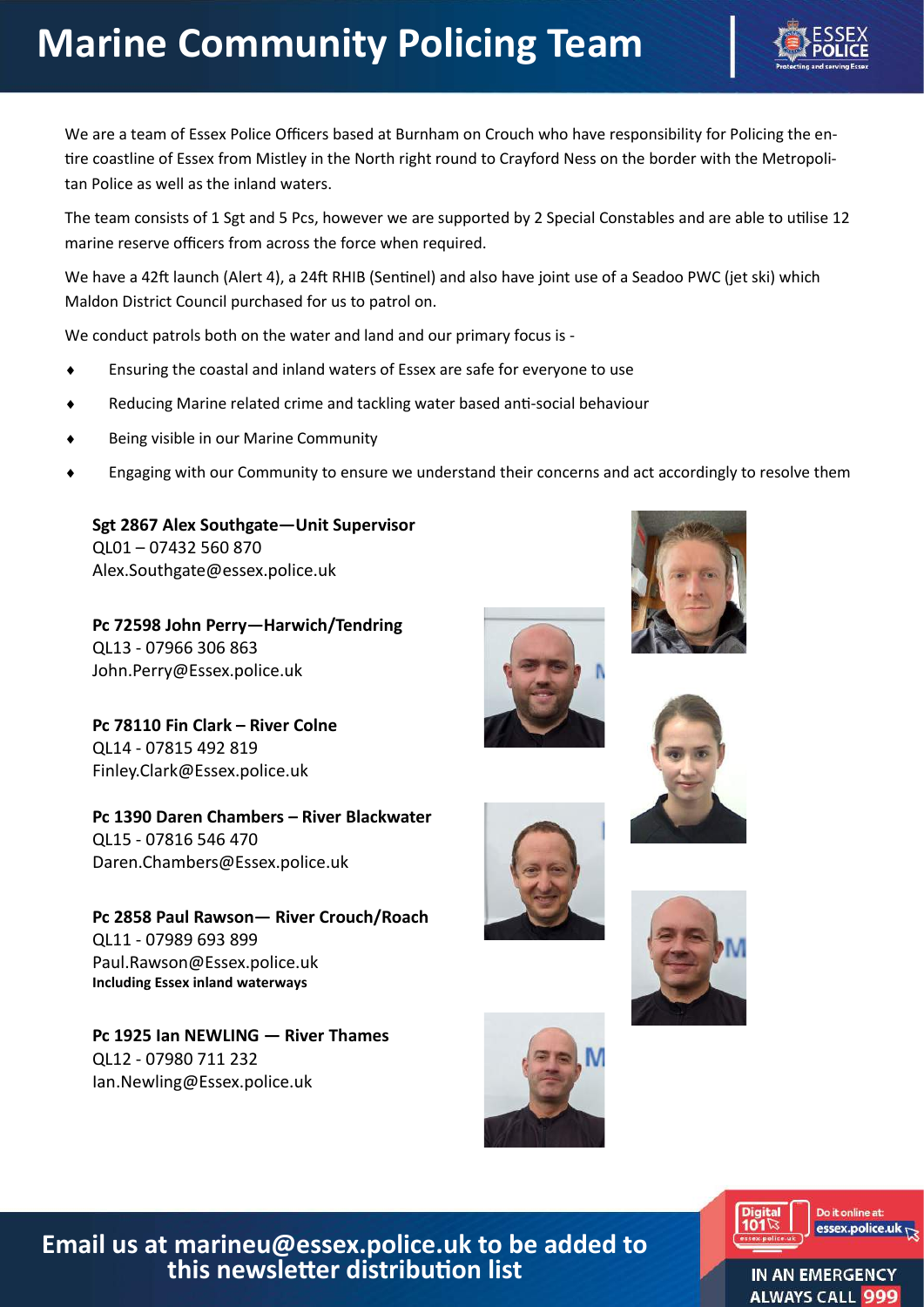# Marine Community Policing Team

We are a team of Essex Police Officers based at Burnham on Crouch who have responsibility for Policing the entire coastline of Essex from Mistley in the North right round to Crayford Ness on the border with the Metropolitan Police as well as the inland waters.

The team consists of 1 Sgt and 5 Pcs, however we are supported by 2 Special Constables and are able to utilise 12 marine reserve officers from across the force when required.

We have a 42ft launch (Alert 4), a 24ft RHIB (Sentinel) and also have joint use of a Seadoo PWC (jet ski) which Maldon District Council purchased for us to patrol on.

We conduct patrols both on the water and land and our primary focus is -

- Ensuring the coastal and inland waters of Essex are safe for everyone to use
- Reducing Marine related crime and tackling water based anti-social behaviour
- Being visible in our Marine Community
- Engaging with our Community to ensure we understand their concerns and act accordingly to resolve them

**Sgt 2867 Alex Southgate—Unit Supervisor**
QL01 – 07432 560 870
Alex.Southgate@essex.police.uk

**Pc 72598 John Perry—Harwich/Tendring**
QL13 - 07966 306 863
John.Perry@Essex.police.uk

**Pc 78110 Fin Clark – River Colne**
QL14 - 07815 492 819
Finley.Clark@Essex.police.uk

**Pc 1390 Daren Chambers – River Blackwater**
QL15 - 07816 546 470
Daren.Chambers@Essex.police.uk

**Pc 2858 Paul Rawson— River Crouch/Roach**
QL11 - 07989 693 899
Paul.Rawson@Essex.police.uk
**Including Essex inland waterways**

**Pc 1925 Ian NEWLING — River Thames**
QL12 - 07980 711 232
Ian.Newling@Essex.police.uk

**Email us at marineu@essex.police.uk to be added to this newsletter distribution list**

Digital 101 — Do it online at: essex.police.uk

IN AN EMERGENCY ALWAYS CALL 999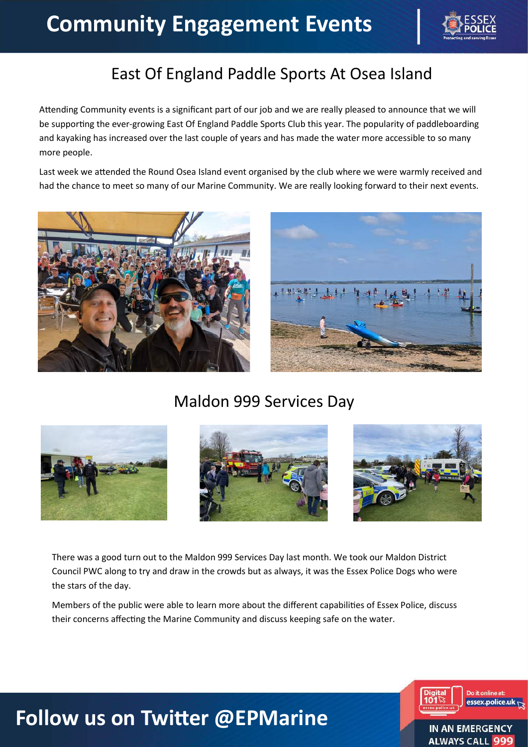# Community Engagement Events

## East Of England Paddle Sports At Osea Island

Attending Community events is a significant part of our job and we are really pleased to announce that we will be supporting the ever-growing East Of England Paddle Sports Club this year. The popularity of paddleboarding and kayaking has increased over the last couple of years and has made the water more accessible to so many more people.

Last week we attended the Round Osea Island event organised by the club where we were warmly received and had the chance to meet so many of our Marine Community. We are really looking forward to their next events.

## Maldon 999 Services Day

There was a good turn out to the Maldon 999 Services Day last month. We took our Maldon District Council PWC along to try and draw in the crowds but as always, it was the Essex Police Dogs who were the stars of the day.

Members of the public were able to learn more about the different capabilities of Essex Police, discuss their concerns affecting the Marine Community and discuss keeping safe on the water.

**Follow us on Twitter @EPMarine**

Digital 101 essex.police.uk — Do it online at: essex.police.uk

IN AN EMERGENCY ALWAYS CALL 999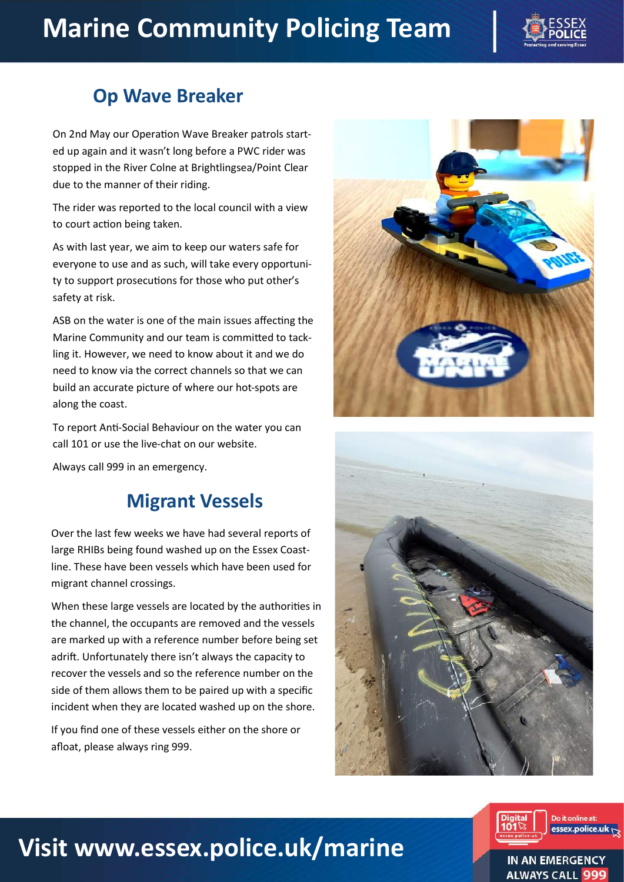# Marine Community Policing Team

## Op Wave Breaker

On 2nd May our Operation Wave Breaker patrols started up again and it wasn't long before a PWC rider was stopped in the River Colne at Brightlingsea/Point Clear due to the manner of their riding.

The rider was reported to the local council with a view to court action being taken.

As with last year, we aim to keep our waters safe for everyone to use and as such, will take every opportunity to support prosecutions for those who put other's safety at risk.

ASB on the water is one of the main issues affecting the Marine Community and our team is committed to tackling it. However, we need to know about it and we do need to know via the correct channels so that we can build an accurate picture of where our hot-spots are along the coast.

To report Anti-Social Behaviour on the water you can call 101 or use the live-chat on our website.

Always call 999 in an emergency.

## Migrant Vessels

Over the last few weeks we have had several reports of large RHIBs being found washed up on the Essex Coastline. These have been vessels which have been used for migrant channel crossings.

When these large vessels are located by the authorities in the channel, the occupants are removed and the vessels are marked up with a reference number before being set adrift. Unfortunately there isn't always the capacity to recover the vessels and so the reference number on the side of them allows them to be paired up with a specific incident when they are located washed up on the shore.

If you find one of these vessels either on the shore or afloat, please always ring 999.

## Visit www.essex.police.uk/marine

Digital 101 — Do it online at: essex.police.uk

IN AN EMERGENCY ALWAYS CALL 999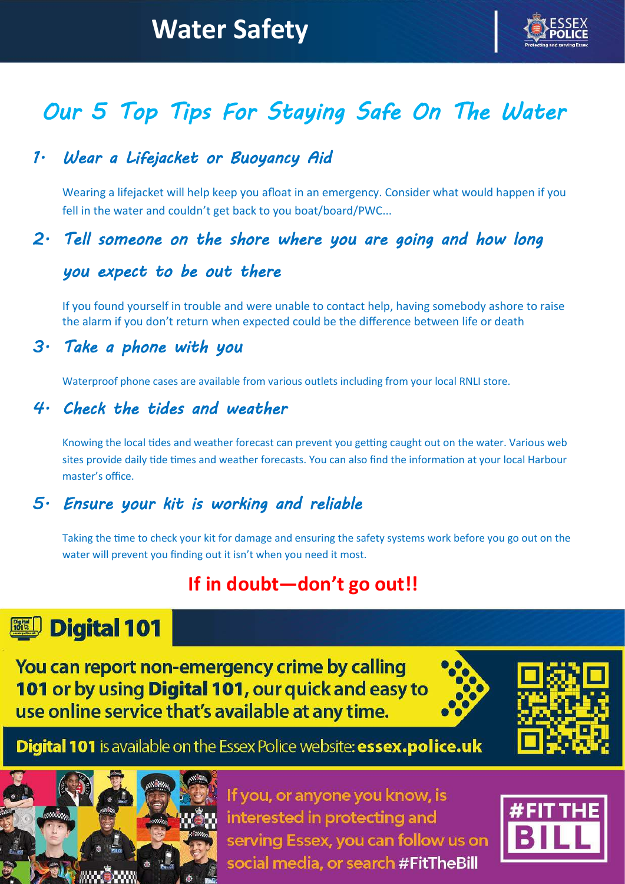# Water Safety

## Our 5 Top Tips For Staying Safe On The Water

### 1. Wear a Lifejacket or Buoyancy Aid

Wearing a lifejacket will help keep you afloat in an emergency. Consider what would happen if you fell in the water and couldn't get back to you boat/board/PWC...

### 2. Tell someone on the shore where you are going and how long you expect to be out there

If you found yourself in trouble and were unable to contact help, having somebody ashore to raise the alarm if you don't return when expected could be the difference between life or death

### 3. Take a phone with you

Waterproof phone cases are available from various outlets including from your local RNLI store.

### 4. Check the tides and weather

Knowing the local tides and weather forecast can prevent you getting caught out on the water. Various web sites provide daily tide times and weather forecasts. You can also find the information at your local Harbour master's office.

### 5. Ensure your kit is working and reliable

Taking the time to check your kit for damage and ensuring the safety systems work before you go out on the water will prevent you finding out it isn't when you need it most.

**If in doubt—don't go out!!**

## Digital 101

You can report non-emergency crime by calling **101** or by using **Digital 101**, our quick and easy to use online service that's available at any time.

**Digital 101** is available on the Essex Police website: **essex.police.uk**

If you, or anyone you know, is interested in protecting and serving Essex, you can follow us on social media, or search #FitTheBill

#FIT THE BILL